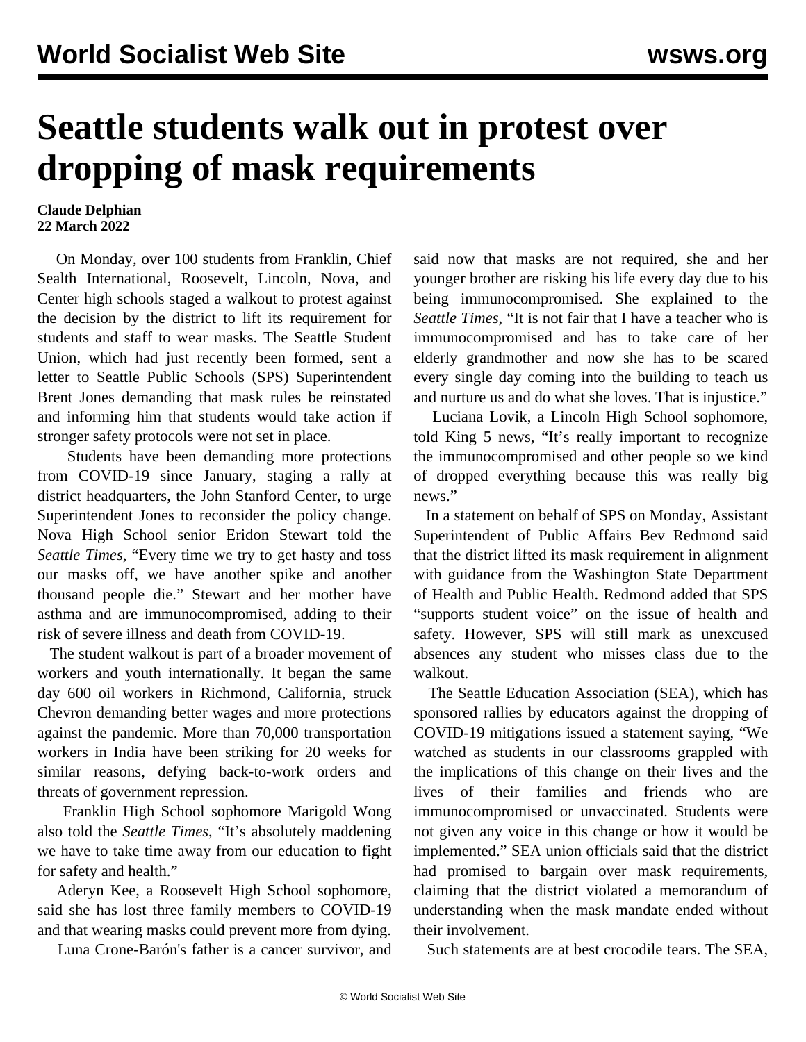# Seattle students walk out in protest over dropping of mask requirements

**Claude Delphian**
**22 March 2022**

On Monday, over 100 students from Franklin, Chief Sealth International, Roosevelt, Lincoln, Nova, and Center high schools staged a walkout to protest against the decision by the district to lift its requirement for students and staff to wear masks. The Seattle Student Union, which had just recently been formed, sent a letter to Seattle Public Schools (SPS) Superintendent Brent Jones demanding that mask rules be reinstated and informing him that students would take action if stronger safety protocols were not set in place.

Students have been demanding more protections from COVID-19 since January, staging a rally at district headquarters, the John Stanford Center, to urge Superintendent Jones to reconsider the policy change. Nova High School senior Eridon Stewart told the *Seattle Times*, "Every time we try to get hasty and toss our masks off, we have another spike and another thousand people die." Stewart and her mother have asthma and are immunocompromised, adding to their risk of severe illness and death from COVID-19.

The student walkout is part of a broader movement of workers and youth internationally. It began the same day 600 oil workers in Richmond, California, struck Chevron demanding better wages and more protections against the pandemic. More than 70,000 transportation workers in India have been striking for 20 weeks for similar reasons, defying back-to-work orders and threats of government repression.

Franklin High School sophomore Marigold Wong also told the *Seattle Times*, "It's absolutely maddening we have to take time away from our education to fight for safety and health."

Aderyn Kee, a Roosevelt High School sophomore, said she has lost three family members to COVID-19 and that wearing masks could prevent more from dying.

Luna Crone-Barón's father is a cancer survivor, and said now that masks are not required, she and her younger brother are risking his life every day due to his being immunocompromised. She explained to the *Seattle Times*, "It is not fair that I have a teacher who is immunocompromised and has to take care of her elderly grandmother and now she has to be scared every single day coming into the building to teach us and nurture us and do what she loves. That is injustice."

Luciana Lovik, a Lincoln High School sophomore, told King 5 news, "It's really important to recognize the immunocompromised and other people so we kind of dropped everything because this was really big news."

In a statement on behalf of SPS on Monday, Assistant Superintendent of Public Affairs Bev Redmond said that the district lifted its mask requirement in alignment with guidance from the Washington State Department of Health and Public Health. Redmond added that SPS "supports student voice" on the issue of health and safety. However, SPS will still mark as unexcused absences any student who misses class due to the walkout.

The Seattle Education Association (SEA), which has sponsored rallies by educators against the dropping of COVID-19 mitigations issued a statement saying, "We watched as students in our classrooms grappled with the implications of this change on their lives and the lives of their families and friends who are immunocompromised or unvaccinated. Students were not given any voice in this change or how it would be implemented." SEA union officials said that the district had promised to bargain over mask requirements, claiming that the district violated a memorandum of understanding when the mask mandate ended without their involvement.

Such statements are at best crocodile tears. The SEA,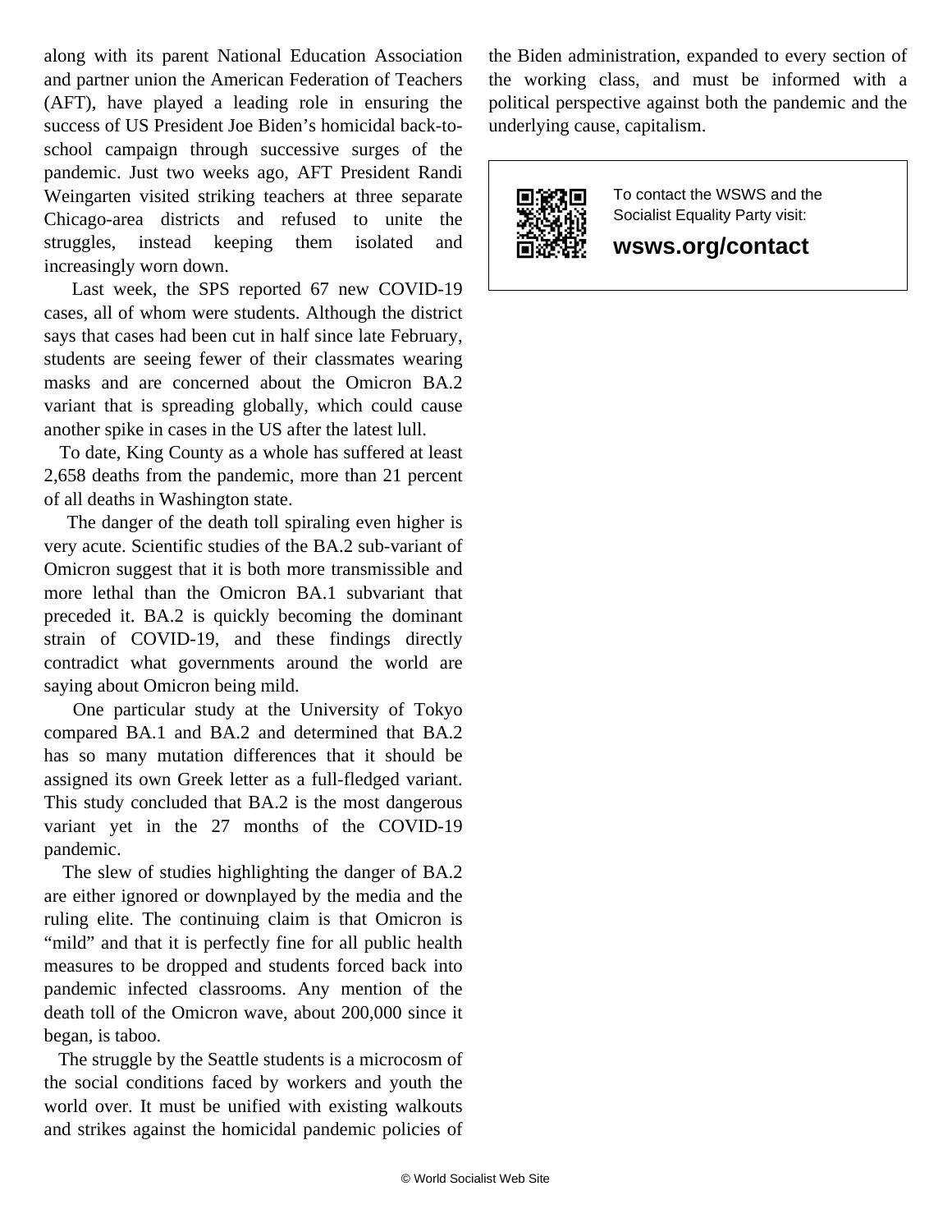along with its parent National Education Association and partner union the American Federation of Teachers (AFT), have played a leading role in ensuring the success of US President Joe Biden's homicidal back-to-school campaign through successive surges of the pandemic. Just two weeks ago, AFT President Randi Weingarten visited striking teachers at three separate Chicago-area districts and refused to unite the struggles, instead keeping them isolated and increasingly worn down.

Last week, the SPS reported 67 new COVID-19 cases, all of whom were students. Although the district says that cases had been cut in half since late February, students are seeing fewer of their classmates wearing masks and are concerned about the Omicron BA.2 variant that is spreading globally, which could cause another spike in cases in the US after the latest lull.

To date, King County as a whole has suffered at least 2,658 deaths from the pandemic, more than 21 percent of all deaths in Washington state.

The danger of the death toll spiraling even higher is very acute. Scientific studies of the BA.2 sub-variant of Omicron suggest that it is both more transmissible and more lethal than the Omicron BA.1 subvariant that preceded it. BA.2 is quickly becoming the dominant strain of COVID-19, and these findings directly contradict what governments around the world are saying about Omicron being mild.

One particular study at the University of Tokyo compared BA.1 and BA.2 and determined that BA.2 has so many mutation differences that it should be assigned its own Greek letter as a full-fledged variant. This study concluded that BA.2 is the most dangerous variant yet in the 27 months of the COVID-19 pandemic.

The slew of studies highlighting the danger of BA.2 are either ignored or downplayed by the media and the ruling elite. The continuing claim is that Omicron is "mild" and that it is perfectly fine for all public health measures to be dropped and students forced back into pandemic infected classrooms. Any mention of the death toll of the Omicron wave, about 200,000 since it began, is taboo.

The struggle by the Seattle students is a microcosm of the social conditions faced by workers and youth the world over. It must be unified with existing walkouts and strikes against the homicidal pandemic policies of the Biden administration, expanded to every section of the working class, and must be informed with a political perspective against both the pandemic and the underlying cause, capitalism.

To contact the WSWS and the Socialist Equality Party visit:

**wsws.org/contact**

© World Socialist Web Site